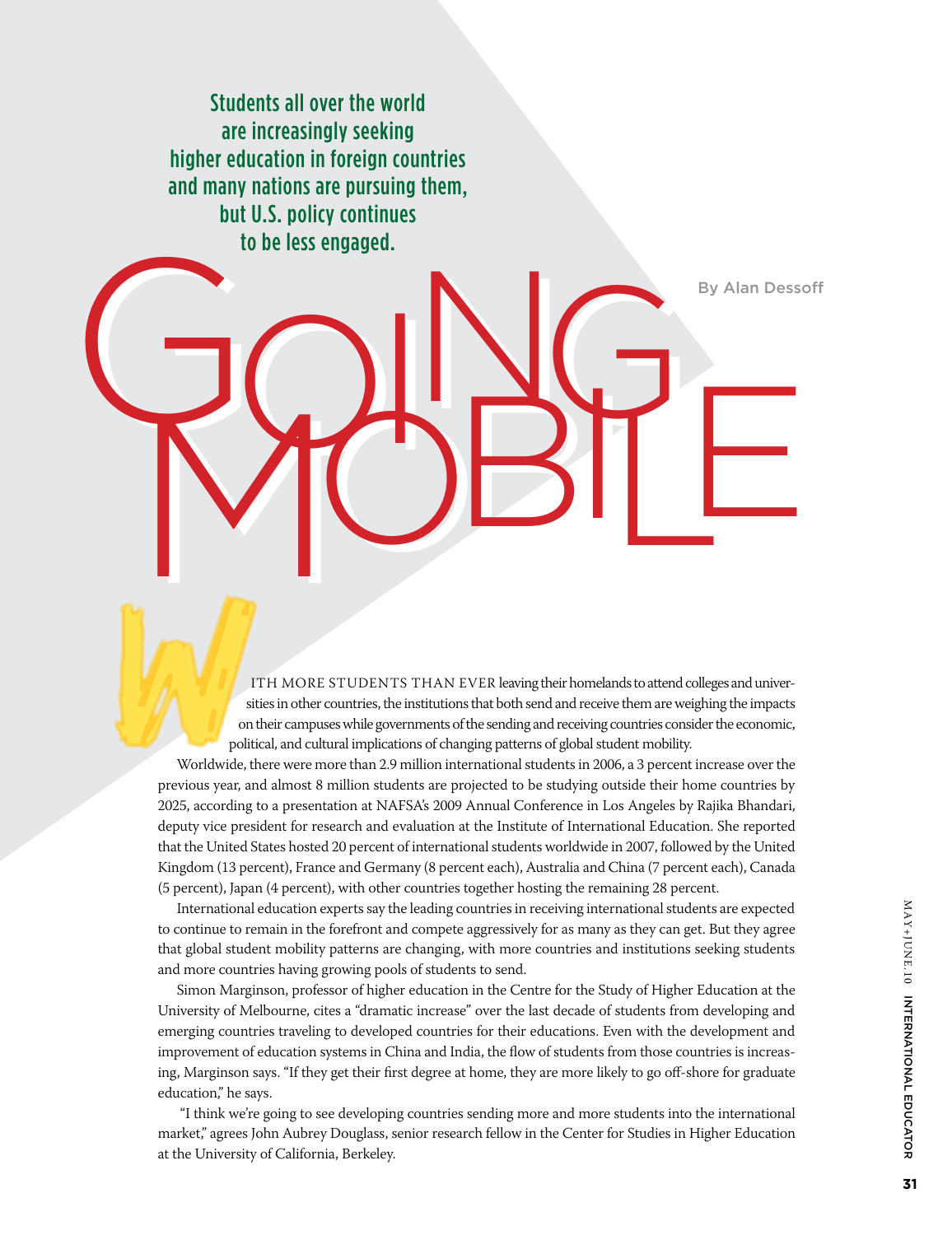# Going Mobile

**Students all over the world are increasingly seeking higher education in foreign countries and many nations are pursuing them, but U.S. policy continues to be less engaged.**

By Alan Dessoff

WITH MORE STUDENTS THAN EVER leaving their homelands to attend colleges and universities in other countries, the institutions that both send and receive them are weighing the impacts on their campuses while governments of the sending and receiving countries consider the economic, political, and cultural implications of changing patterns of global student mobility.

Worldwide, there were more than 2.9 million international students in 2006, a 3 percent increase over the previous year, and almost 8 million students are projected to be studying outside their home countries by 2025, according to a presentation at NAFSA's 2009 Annual Conference in Los Angeles by Rajika Bhandari, deputy vice president for research and evaluation at the Institute of International Education. She reported that the United States hosted 20 percent of international students worldwide in 2007, followed by the United Kingdom (13 percent), France and Germany (8 percent each), Australia and China (7 percent each), Canada (5 percent), Japan (4 percent), with other countries together hosting the remaining 28 percent.

International education experts say the leading countries in receiving international students are expected to continue to remain in the forefront and compete aggressively for as many as they can get. But they agree that global student mobility patterns are changing, with more countries and institutions seeking students and more countries having growing pools of students to send.

Simon Marginson, professor of higher education in the Centre for the Study of Higher Education at the University of Melbourne, cites a "dramatic increase" over the last decade of students from developing and emerging countries traveling to developed countries for their educations. Even with the development and improvement of education systems in China and India, the flow of students from those countries is increasing, Marginson says. "If they get their first degree at home, they are more likely to go off-shore for graduate education," he says.

"I think we're going to see developing countries sending more and more students into the international market," agrees John Aubrey Douglass, senior research fellow in the Center for Studies in Higher Education at the University of California, Berkeley.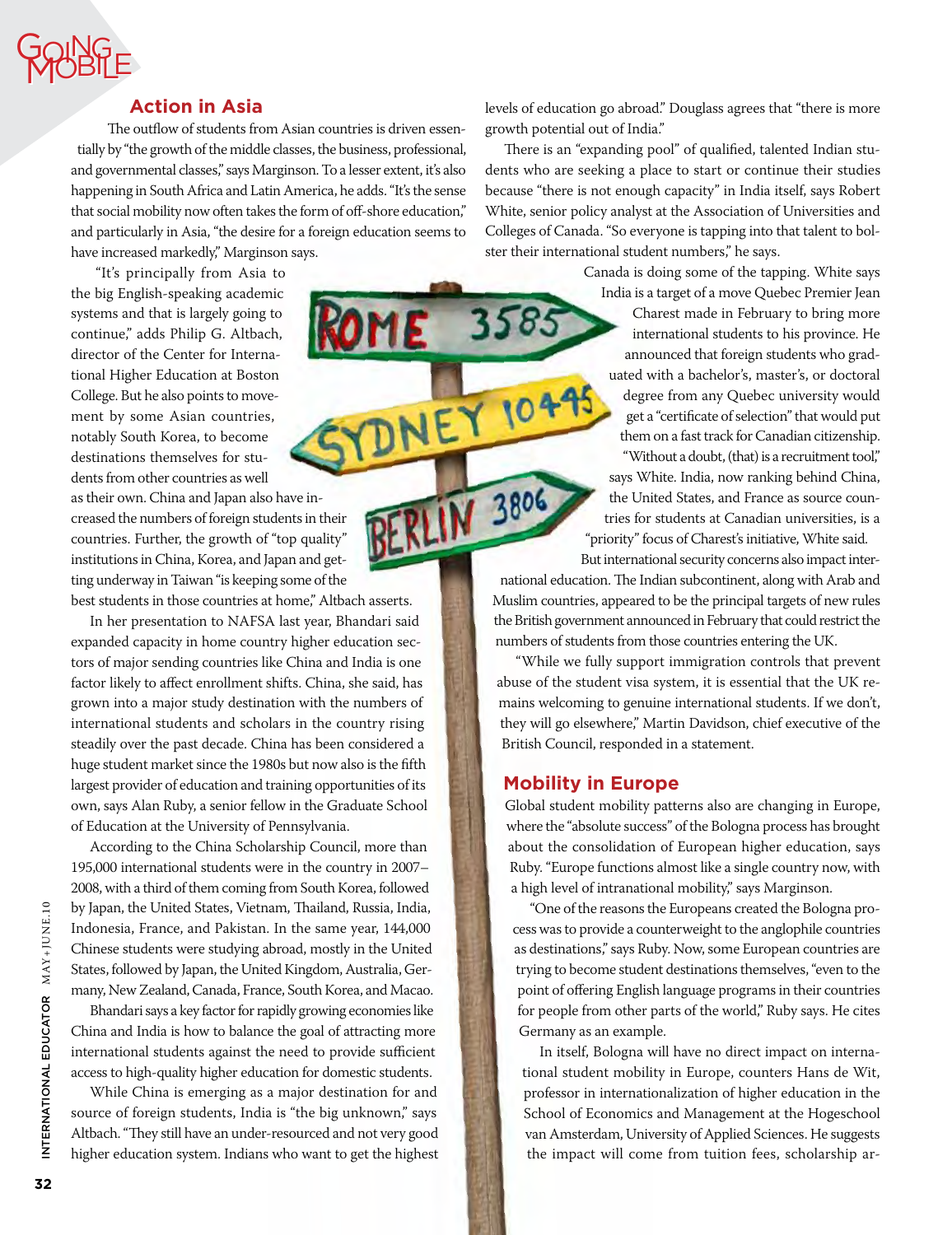## Action in Asia

The outflow of students from Asian countries is driven essentially by "the growth of the middle classes, the business, professional, and governmental classes," says Marginson. To a lesser extent, it's also happening in South Africa and Latin America, he adds. "It's the sense that social mobility now often takes the form of off-shore education," and particularly in Asia, "the desire for a foreign education seems to have increased markedly," Marginson says.

"It's principally from Asia to the big English-speaking academic systems and that is largely going to continue," adds Philip G. Altbach, director of the Center for International Higher Education at Boston College. But he also points to movement by some Asian countries, notably South Korea, to become destinations themselves for students from other countries as well as their own. China and Japan also have increased the numbers of foreign students in their countries. Further, the growth of "top quality" institutions in China, Korea, and Japan and getting underway in Taiwan "is keeping some of the best students in those countries at home," Altbach asserts.

In her presentation to NAFSA last year, Bhandari said expanded capacity in home country higher education sectors of major sending countries like China and India is one factor likely to affect enrollment shifts. China, she said, has grown into a major study destination with the numbers of international students and scholars in the country rising steadily over the past decade. China has been considered a huge student market since the 1980s but now also is the fifth largest provider of education and training opportunities of its own, says Alan Ruby, a senior fellow in the Graduate School of Education at the University of Pennsylvania.

According to the China Scholarship Council, more than 195,000 international students were in the country in 2007–2008, with a third of them coming from South Korea, followed by Japan, the United States, Vietnam, Thailand, Russia, India, Indonesia, France, and Pakistan. In the same year, 144,000 Chinese students were studying abroad, mostly in the United States, followed by Japan, the United Kingdom, Australia, Germany, New Zealand, Canada, France, South Korea, and Macao.

Bhandari says a key factor for rapidly growing economies like China and India is how to balance the goal of attracting more international students against the need to provide sufficient access to high-quality higher education for domestic students.

While China is emerging as a major destination for and source of foreign students, India is "the big unknown," says Altbach. "They still have an under-resourced and not very good higher education system. Indians who want to get the highest levels of education go abroad." Douglass agrees that "there is more growth potential out of India."

There is an "expanding pool" of qualified, talented Indian students who are seeking a place to start or continue their studies because "there is not enough capacity" in India itself, says Robert White, senior policy analyst at the Association of Universities and Colleges of Canada. "So everyone is tapping into that talent to bolster their international student numbers," he says.

Canada is doing some of the tapping. White says India is a target of a move Quebec Premier Jean Charest made in February to bring more international students to his province. He announced that foreign students who graduated with a bachelor's, master's, or doctoral degree from any Quebec university would get a "certificate of selection" that would put them on a fast track for Canadian citizenship. "Without a doubt, (that) is a recruitment tool," says White. India, now ranking behind China, the United States, and France as source countries for students at Canadian universities, is a "priority" focus of Charest's initiative, White said.

But international security concerns also impact international education. The Indian subcontinent, along with Arab and Muslim countries, appeared to be the principal targets of new rules the British government announced in February that could restrict the numbers of students from those countries entering the UK.

"While we fully support immigration controls that prevent abuse of the student visa system, it is essential that the UK remains welcoming to genuine international students. If we don't, they will go elsewhere," Martin Davidson, chief executive of the British Council, responded in a statement.

## Mobility in Europe

Global student mobility patterns also are changing in Europe, where the "absolute success" of the Bologna process has brought about the consolidation of European higher education, says Ruby. "Europe functions almost like a single country now, with a high level of intranational mobility," says Marginson.

"One of the reasons the Europeans created the Bologna process was to provide a counterweight to the anglophile countries as destinations," says Ruby. Now, some European countries are trying to become student destinations themselves, "even to the point of offering English language programs in their countries for people from other parts of the world," Ruby says. He cites Germany as an example.

In itself, Bologna will have no direct impact on international student mobility in Europe, counters Hans de Wit, professor in internationalization of higher education in the School of Economics and Management at the Hogeschool van Amsterdam, University of Applied Sciences. He suggests the impact will come from tuition fees, scholarship ar-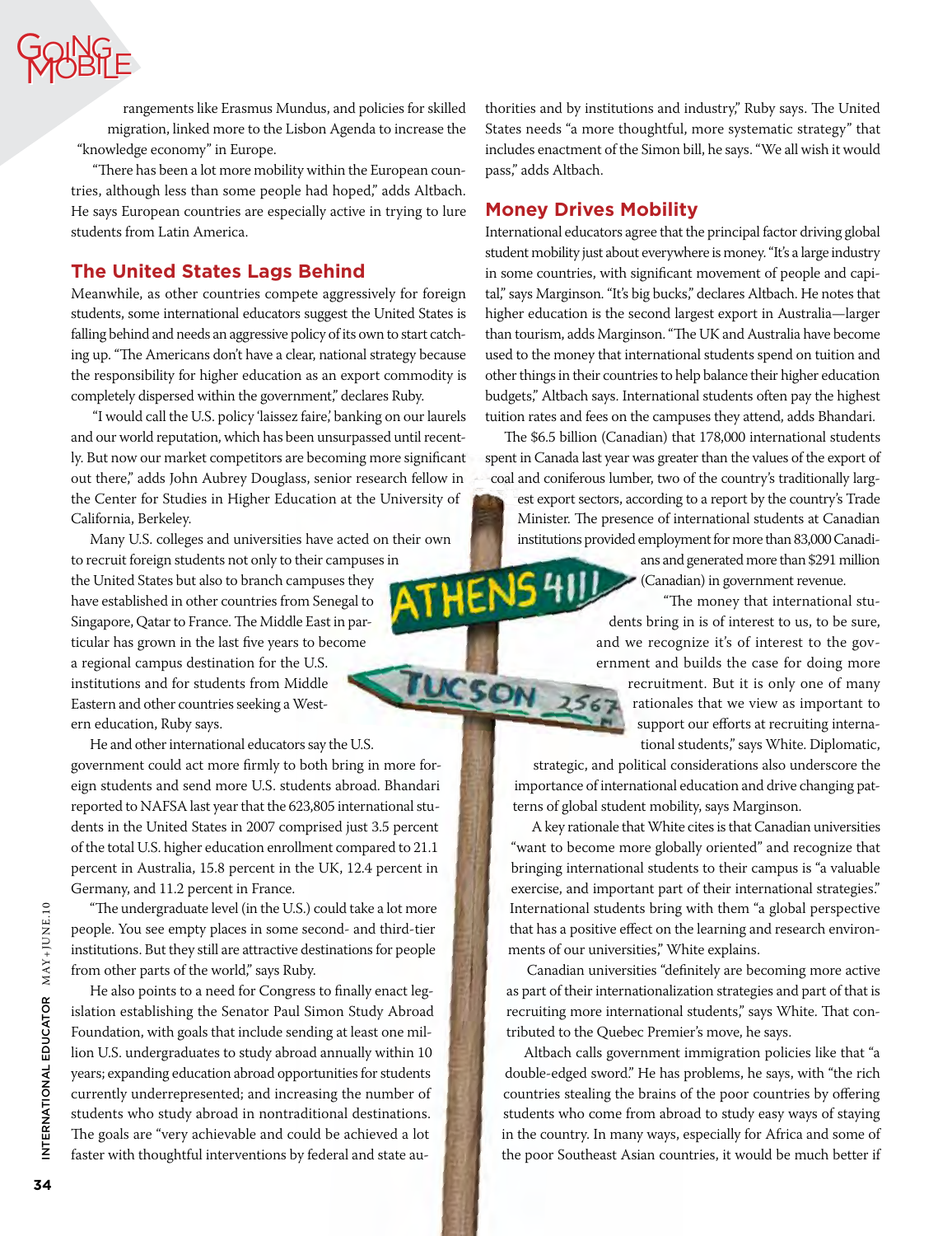rangements like Erasmus Mundus, and policies for skilled migration, linked more to the Lisbon Agenda to increase the "knowledge economy" in Europe.

"There has been a lot more mobility within the European countries, although less than some people had hoped," adds Altbach. He says European countries are especially active in trying to lure students from Latin America.

## The United States Lags Behind

Meanwhile, as other countries compete aggressively for foreign students, some international educators suggest the United States is falling behind and needs an aggressive policy of its own to start catching up. "The Americans don't have a clear, national strategy because the responsibility for higher education as an export commodity is completely dispersed within the government," declares Ruby.

"I would call the U.S. policy 'laissez faire,' banking on our laurels and our world reputation, which has been unsurpassed until recently. But now our market competitors are becoming more significant out there," adds John Aubrey Douglass, senior research fellow in the Center for Studies in Higher Education at the University of California, Berkeley.

Many U.S. colleges and universities have acted on their own to recruit foreign students not only to their campuses in the United States but also to branch campuses they have established in other countries from Senegal to Singapore, Qatar to France. The Middle East in particular has grown in the last five years to become a regional campus destination for the U.S. institutions and for students from Middle Eastern and other countries seeking a Western education, Ruby says.

He and other international educators say the U.S. government could act more firmly to both bring in more foreign students and send more U.S. students abroad. Bhandari reported to NAFSA last year that the 623,805 international students in the United States in 2007 comprised just 3.5 percent of the total U.S. higher education enrollment compared to 21.1 percent in Australia, 15.8 percent in the UK, 12.4 percent in Germany, and 11.2 percent in France.

"The undergraduate level (in the U.S.) could take a lot more people. You see empty places in some second- and third-tier institutions. But they still are attractive destinations for people from other parts of the world," says Ruby.

He also points to a need for Congress to finally enact legislation establishing the Senator Paul Simon Study Abroad Foundation, with goals that include sending at least one million U.S. undergraduates to study abroad annually within 10 years; expanding education abroad opportunities for students currently underrepresented; and increasing the number of students who study abroad in nontraditional destinations. The goals are "very achievable and could be achieved a lot faster with thoughtful interventions by federal and state authorities and by institutions and industry," Ruby says. The United States needs "a more thoughtful, more systematic strategy" that includes enactment of the Simon bill, he says. "We all wish it would pass," adds Altbach.

## Money Drives Mobility

International educators agree that the principal factor driving global student mobility just about everywhere is money. "It's a large industry in some countries, with significant movement of people and capital," says Marginson. "It's big bucks," declares Altbach. He notes that higher education is the second largest export in Australia—larger than tourism, adds Marginson. "The UK and Australia have become used to the money that international students spend on tuition and other things in their countries to help balance their higher education budgets," Altbach says. International students often pay the highest tuition rates and fees on the campuses they attend, adds Bhandari.

The $6.5 billion (Canadian) that 178,000 international students spent in Canada last year was greater than the values of the export of coal and coniferous lumber, two of the country's traditionally largest export sectors, according to a report by the country's Trade Minister. The presence of international students at Canadian institutions provided employment for more than 83,000 Canadians and generated more than $291 million (Canadian) in government revenue.

"The money that international students bring in is of interest to us, to be sure, and we recognize it's of interest to the government and builds the case for doing more recruitment. But it is only one of many rationales that we view as important to support our efforts at recruiting international students," says White. Diplomatic, strategic, and political considerations also underscore the importance of international education and drive changing patterns of global student mobility, says Marginson.

A key rationale that White cites is that Canadian universities "want to become more globally oriented" and recognize that bringing international students to their campus is "a valuable exercise, and important part of their international strategies." International students bring with them "a global perspective that has a positive effect on the learning and research environments of our universities," White explains.

Canadian universities "definitely are becoming more active as part of their internationalization strategies and part of that is recruiting more international students," says White. That contributed to the Quebec Premier's move, he says.

Altbach calls government immigration policies like that "a double-edged sword." He has problems, he says, with "the rich countries stealing the brains of the poor countries by offering students who come from abroad to study easy ways of staying in the country. In many ways, especially for Africa and some of the poor Southeast Asian countries, it would be much better if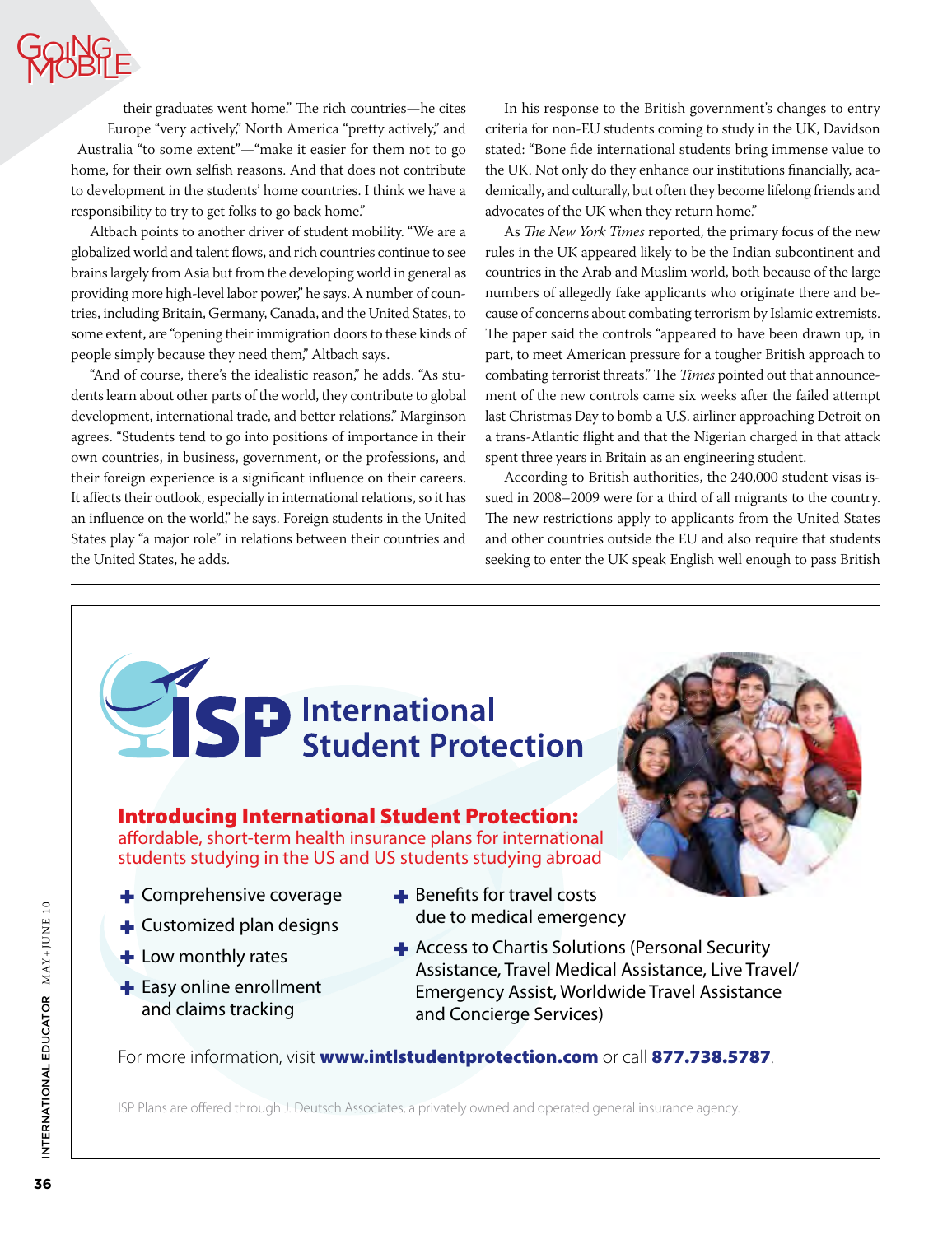their graduates went home." The rich countries—he cites Europe "very actively," North America "pretty actively," and Australia "to some extent"—"make it easier for them not to go home, for their own selfish reasons. And that does not contribute to development in the students' home countries. I think we have a responsibility to try to get folks to go back home."

Altbach points to another driver of student mobility. "We are a globalized world and talent flows, and rich countries continue to see brains largely from Asia but from the developing world in general as providing more high-level labor power," he says. A number of countries, including Britain, Germany, Canada, and the United States, to some extent, are "opening their immigration doors to these kinds of people simply because they need them," Altbach says.

"And of course, there's the idealistic reason," he adds. "As students learn about other parts of the world, they contribute to global development, international trade, and better relations." Marginson agrees. "Students tend to go into positions of importance in their own countries, in business, government, or the professions, and their foreign experience is a significant influence on their careers. It affects their outlook, especially in international relations, so it has an influence on the world," he says. Foreign students in the United States play "a major role" in relations between their countries and the United States, he adds.

In his response to the British government's changes to entry criteria for non-EU students coming to study in the UK, Davidson stated: "Bone fide international students bring immense value to the UK. Not only do they enhance our institutions financially, academically, and culturally, but often they become lifelong friends and advocates of the UK when they return home."

As *The New York Times* reported, the primary focus of the new rules in the UK appeared likely to be the Indian subcontinent and countries in the Arab and Muslim world, both because of the large numbers of allegedly fake applicants who originate there and because of concerns about combating terrorism by Islamic extremists. The paper said the controls "appeared to have been drawn up, in part, to meet American pressure for a tougher British approach to combating terrorist threats." The *Times* pointed out that announcement of the new controls came six weeks after the failed attempt last Christmas Day to bomb a U.S. airliner approaching Detroit on a trans-Atlantic flight and that the Nigerian charged in that attack spent three years in Britain as an engineering student.

According to British authorities, the 240,000 student visas issued in 2008–2009 were for a third of all migrants to the country. The new restrictions apply to applicants from the United States and other countries outside the EU and also require that students seeking to enter the UK speak English well enough to pass British

---

**ISP International Student Protection**

**Introducing International Student Protection:**
affordable, short-term health insurance plans for international students studying in the US and US students studying abroad

- Comprehensive coverage
- Customized plan designs
- Low monthly rates
- Easy online enrollment and claims tracking
- Benefits for travel costs due to medical emergency
- Access to Chartis Solutions (Personal Security Assistance, Travel Medical Assistance, Live Travel/ Emergency Assist, Worldwide Travel Assistance and Concierge Services)

For more information, visit **www.intlstudentprotection.com** or call **877.738.5787**.

ISP Plans are offered through J. Deutsch Associates, a privately owned and operated general insurance agency.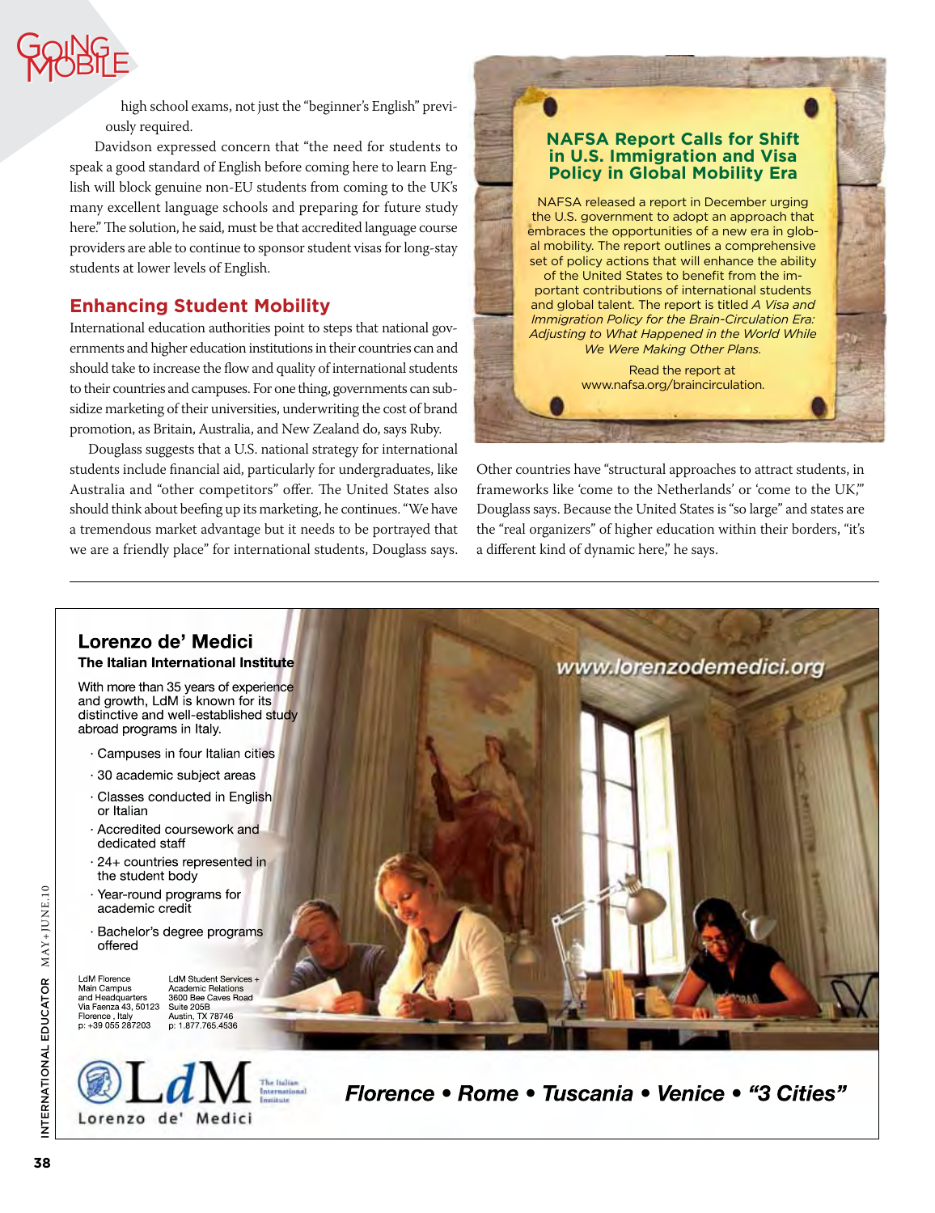high school exams, not just the "beginner's English" previously required.

Davidson expressed concern that "the need for students to speak a good standard of English before coming here to learn English will block genuine non-EU students from coming to the UK's many excellent language schools and preparing for future study here." The solution, he said, must be that accredited language course providers are able to continue to sponsor student visas for long-stay students at lower levels of English.

## Enhancing Student Mobility

International education authorities point to steps that national governments and higher education institutions in their countries can and should take to increase the flow and quality of international students to their countries and campuses. For one thing, governments can subsidize marketing of their universities, underwriting the cost of brand promotion, as Britain, Australia, and New Zealand do, says Ruby.

Douglass suggests that a U.S. national strategy for international students include financial aid, particularly for undergraduates, like Australia and "other competitors" offer. The United States also should think about beefing up its marketing, he continues. "We have a tremendous market advantage but it needs to be portrayed that we are a friendly place" for international students, Douglass says. Other countries have "structural approaches to attract students, in frameworks like 'come to the Netherlands' or 'come to the UK,'" Douglass says. Because the United States is "so large" and states are the "real organizers" of higher education within their borders, "it's a different kind of dynamic here," he says.

### NAFSA Report Calls for Shift in U.S. Immigration and Visa Policy in Global Mobility Era

NAFSA released a report in December urging the U.S. government to adopt an approach that embraces the opportunities of a new era in global mobility. The report outlines a comprehensive set of policy actions that will enhance the ability of the United States to benefit from the important contributions of international students and global talent. The report is titled *A Visa and Immigration Policy for the Brain-Circulation Era: Adjusting to What Happened in the World While We Were Making Other Plans.*

Read the report at www.nafsa.org/braincirculation.

---

## Lorenzo de' Medici

**The Italian International Institute**

With more than 35 years of experience and growth, LdM is known for its distinctive and well-established study abroad programs in Italy.

- Campuses in four Italian cities
- 30 academic subject areas
- Classes conducted in English or Italian
- Accredited coursework and dedicated staff
- 24+ countries represented in the student body
- Year-round programs for academic credit
- Bachelor's degree programs offered

LdM Florence
Main Campus
and Headquarters
Via Faenza 43, 50123
Florence , Italy
p: +39 055 287203

LdM Student Services + Academic Relations
3600 Bee Caves Road
Suite 205B
Austin, TX 78746
p: 1.877.765.4536

www.lorenzodemedici.org

LdM Lorenzo de' Medici — The Italian International Institute

*Florence • Rome • Tuscania • Venice • "3 Cities"*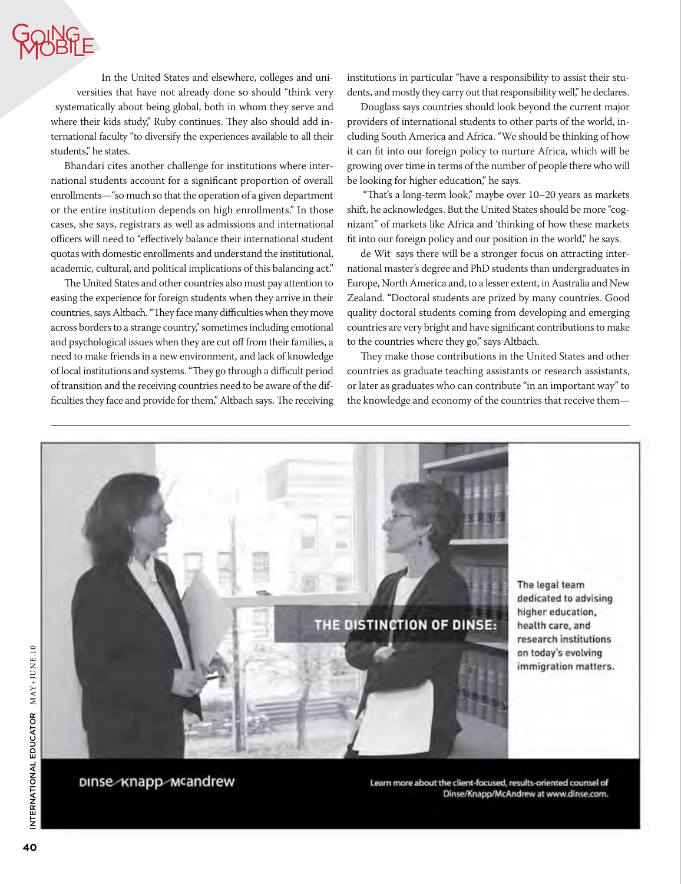In the United States and elsewhere, colleges and universities that have not already done so should "think very systematically about being global, both in whom they serve and where their kids study," Ruby continues. They also should add international faculty "to diversify the experiences available to all their students," he states.

Bhandari cites another challenge for institutions where international students account for a significant proportion of overall enrollments—"so much so that the operation of a given department or the entire institution depends on high enrollments." In those cases, she says, registrars as well as admissions and international officers will need to "effectively balance their international student quotas with domestic enrollments and understand the institutional, academic, cultural, and political implications of this balancing act."

The United States and other countries also must pay attention to easing the experience for foreign students when they arrive in their countries, says Altbach. "They face many difficulties when they move across borders to a strange country," sometimes including emotional and psychological issues when they are cut off from their families, a need to make friends in a new environment, and lack of knowledge of local institutions and systems. "They go through a difficult period of transition and the receiving countries need to be aware of the difficulties they face and provide for them," Altbach says. The receiving institutions in particular "have a responsibility to assist their students, and mostly they carry out that responsibility well," he declares.

Douglass says countries should look beyond the current major providers of international students to other parts of the world, including South America and Africa. "We should be thinking of how it can fit into our foreign policy to nurture Africa, which will be growing over time in terms of the number of people there who will be looking for higher education," he says.

"That's a long-term look," maybe over 10–20 years as markets shift, he acknowledges. But the United States should be more "cognizant" of markets like Africa and 'thinking of how these markets fit into our foreign policy and our position in the world," he says.

de Wit says there will be a stronger focus on attracting international master's degree and PhD students than undergraduates in Europe, North America and, to a lesser extent, in Australia and New Zealand. "Doctoral students are prized by many countries. Good quality doctoral students coming from developing and emerging countries are very bright and have significant contributions to make to the countries where they go," says Altbach.

They make those contributions in the United States and other countries as graduate teaching assistants or research assistants, or later as graduates who can contribute "in an important way" to the knowledge and economy of the countries that receive them—

THE DISTINCTION OF DINSE:

The legal team dedicated to advising higher education, health care, and research institutions on today's evolving immigration matters.

Dinse Knapp McAndrew

Learn more about the client-focused, results-oriented counsel of Dinse/Knapp/McAndrew at www.dinse.com.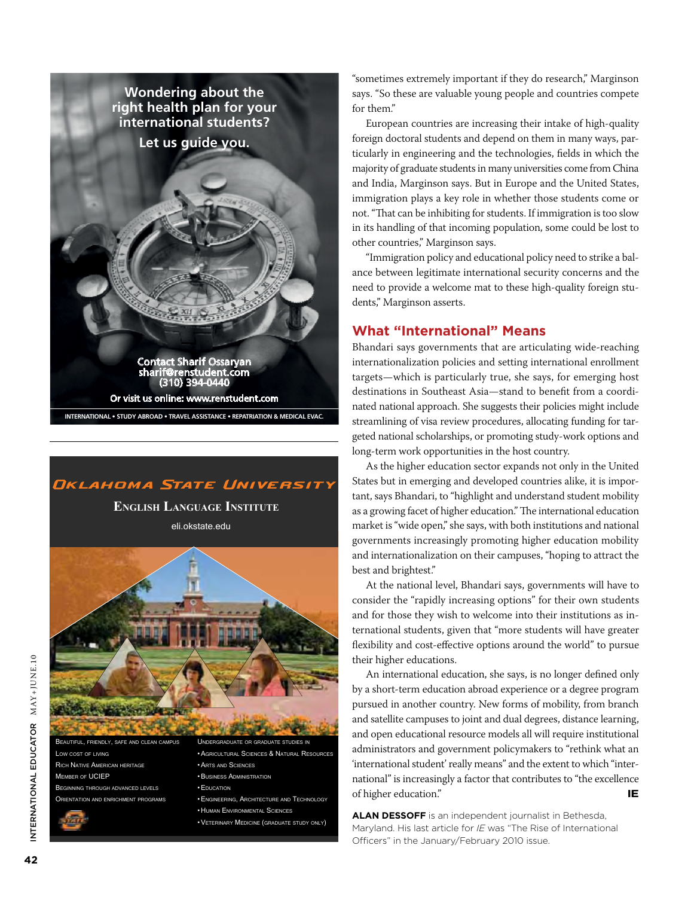"sometimes extremely important if they do research," Marginson says. "So these are valuable young people and countries compete for them."

European countries are increasing their intake of high-quality foreign doctoral students and depend on them in many ways, particularly in engineering and the technologies, fields in which the majority of graduate students in many universities come from China and India, Marginson says. But in Europe and the United States, immigration plays a key role in whether those students come or not. "That can be inhibiting for students. If immigration is too slow in its handling of that incoming population, some could be lost to other countries," Marginson says.

"Immigration policy and educational policy need to strike a balance between legitimate international security concerns and the need to provide a welcome mat to these high-quality foreign students," Marginson asserts.

## What "International" Means

Bhandari says governments that are articulating wide-reaching internationalization policies and setting international enrollment targets—which is particularly true, she says, for emerging host destinations in Southeast Asia—stand to benefit from a coordinated national approach. She suggests their policies might include streamlining of visa review procedures, allocating funding for targeted national scholarships, or promoting study-work options and long-term work opportunities in the host country.

As the higher education sector expands not only in the United States but in emerging and developed countries alike, it is important, says Bhandari, to "highlight and understand student mobility as a growing facet of higher education." The international education market is "wide open," she says, with both institutions and national governments increasingly promoting higher education mobility and internationalization on their campuses, "hoping to attract the best and brightest."

At the national level, Bhandari says, governments will have to consider the "rapidly increasing options" for their own students and for those they wish to welcome into their institutions as international students, given that "more students will have greater flexibility and cost-effective options around the world" to pursue their higher educations.

An international education, she says, is no longer defined only by a short-term education abroad experience or a degree program pursued in another country. New forms of mobility, from branch and satellite campuses to joint and dual degrees, distance learning, and open educational resource models all will require institutional administrators and government policymakers to "rethink what an 'international student' really means" and the extent to which "international" is increasingly a factor that contributes to "the excellence of higher education." **IE**

**ALAN DESSOFF** is an independent journalist in Bethesda, Maryland. His last article for *IE* was "The Rise of International Officers" in the January/February 2010 issue.